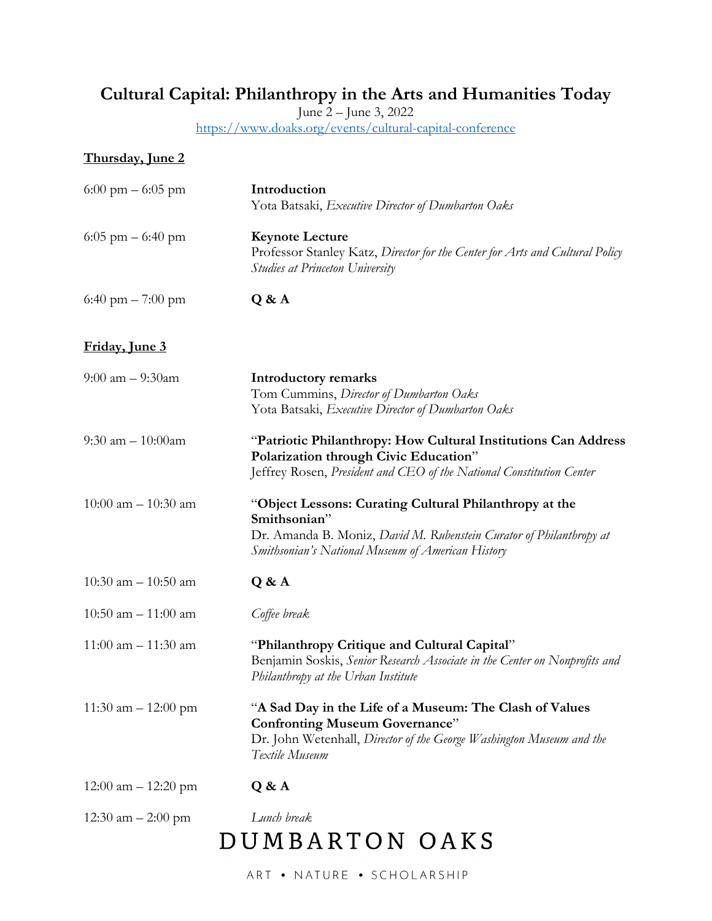# Cultural Capital: Philanthropy in the Arts and Humanities Today

June 2 – June 3, 2022

https://www.doaks.org/events/cultural-capital-conference

## Thursday, June 2

6:00 pm – 6:05 pm — **Introduction**
Yota Batsaki, *Executive Director of Dumbarton Oaks*

6:05 pm – 6:40 pm — **Keynote Lecture**
Professor Stanley Katz, *Director for the Center for Arts and Cultural Policy Studies at Princeton University*

6:40 pm – 7:00 pm — **Q & A**

## Friday, June 3

9:00 am – 9:30am — **Introductory remarks**
Tom Cummins, *Director of Dumbarton Oaks*
Yota Batsaki, *Executive Director of Dumbarton Oaks*

9:30 am – 10:00am — "**Patriotic Philanthropy: How Cultural Institutions Can Address Polarization through Civic Education**"
Jeffrey Rosen, *President and CEO of the National Constitution Center*

10:00 am – 10:30 am — "**Object Lessons: Curating Cultural Philanthropy at the Smithsonian**"
Dr. Amanda B. Moniz, *David M. Rubenstein Curator of Philanthropy at Smithsonian's National Museum of American History*

10:30 am – 10:50 am — **Q & A**

10:50 am – 11:00 am — *Coffee break*

11:00 am – 11:30 am — "**Philanthropy Critique and Cultural Capital**"
Benjamin Soskis, *Senior Research Associate in the Center on Nonprofits and Philanthropy at the Urban Institute*

11:30 am – 12:00 pm — "**A Sad Day in the Life of a Museum: The Clash of Values Confronting Museum Governance**"
Dr. John Wetenhall, *Director of the George Washington Museum and the Textile Museum*

12:00 am – 12:20 pm — **Q & A**

12:30 am – 2:00 pm — *Lunch break*

DUMBARTON OAKS

ART • NATURE • SCHOLARSHIP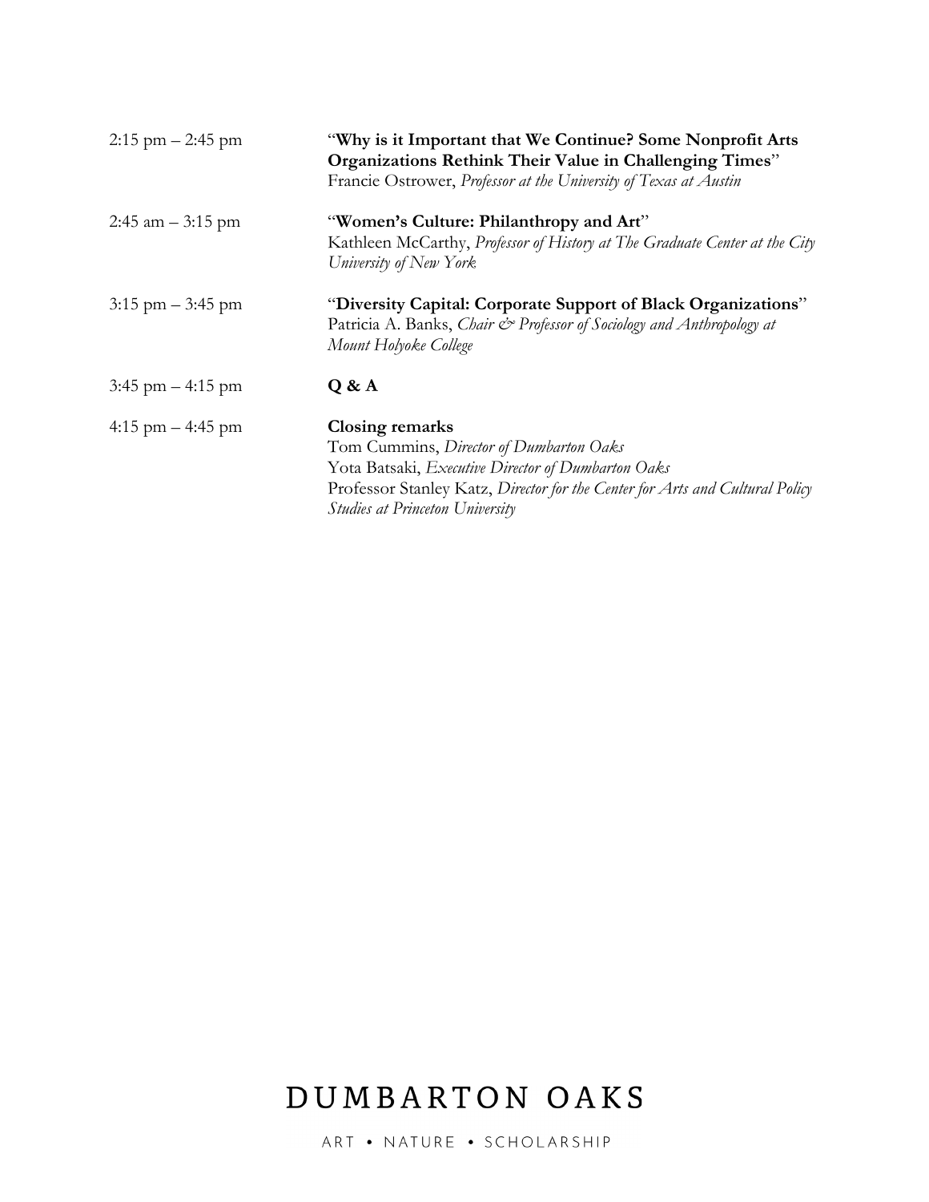| | |
|---|---|
| 2:15 pm – 2:45 pm | "**Why is it Important that We Continue? Some Nonprofit Arts Organizations Rethink Their Value in Challenging Times**"<br>Francie Ostrower, *Professor at the University of Texas at Austin* |
| 2:45 am – 3:15 pm | "**Women's Culture: Philanthropy and Art**"<br>Kathleen McCarthy, *Professor of History at The Graduate Center at the City University of New York* |
| 3:15 pm – 3:45 pm | "**Diversity Capital: Corporate Support of Black Organizations**"<br>Patricia A. Banks, *Chair & Professor of Sociology and Anthropology at Mount Holyoke College* |
| 3:45 pm – 4:15 pm | **Q & A** |
| 4:15 pm – 4:45 pm | **Closing remarks**<br>Tom Cummins, *Director of Dumbarton Oaks*<br>Yota Batsaki, *Executive Director of Dumbarton Oaks*<br>Professor Stanley Katz, *Director for the Center for Arts and Cultural Policy Studies at Princeton University* |

DUMBARTON OAKS

ART • NATURE • SCHOLARSHIP